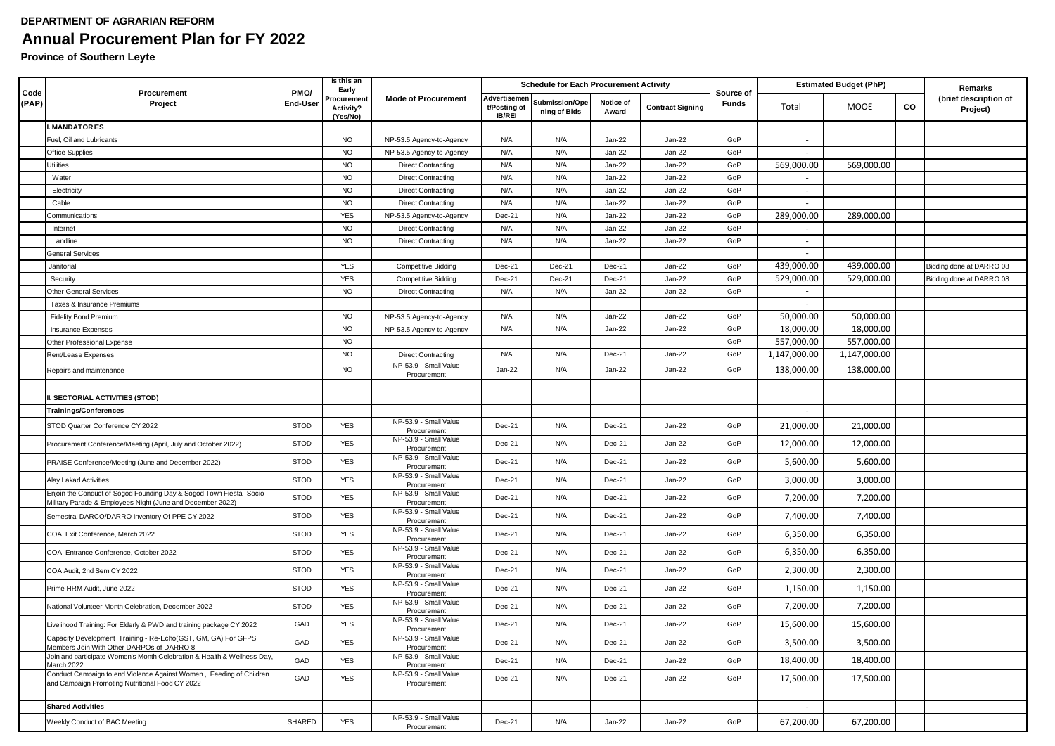**DEPARTMENT OF AGRARIAN REFORM**

# Annual Procurement Plan for FY 2022

**Province of Southern Leyte**

| Code (PAP) | Procurement Project | PMO/ End-User | Is this an Early Procurement Activity? (Yes/No) | Mode of Procurement | Schedule for Each Procurement Activity | | | | Source of Funds | Estimated Budget (PhP) | | | Remarks (brief description of Project) |
|---|---|---|---|---|---|---|---|---|---|---|---|---|---|
| | | | | | Advertisement/Posting of IB/REI | Submission/Opening of Bids | Notice of Award | Contract Signing | | Total | MOOE | CO | |
| | **I. MANDATORIES** | | | | | | | | | | | | |
| | Fuel, Oil and Lubricants | | NO | NP-53.5 Agency-to-Agency | N/A | N/A | Jan-22 | Jan-22 | GoP | - | | | |
| | Office Supplies | | NO | NP-53.5 Agency-to-Agency | N/A | N/A | Jan-22 | Jan-22 | GoP | - | | | |
| | Utilities | | NO | Direct Contracting | N/A | N/A | Jan-22 | Jan-22 | GoP | 569,000.00 | 569,000.00 | | |
| | Water | | NO | Direct Contracting | N/A | N/A | Jan-22 | Jan-22 | GoP | - | | | |
| | Electricity | | NO | Direct Contracting | N/A | N/A | Jan-22 | Jan-22 | GoP | - | | | |
| | Cable | | NO | Direct Contracting | N/A | N/A | Jan-22 | Jan-22 | GoP | - | | | |
| | Communications | | YES | NP-53.5 Agency-to-Agency | Dec-21 | N/A | Jan-22 | Jan-22 | GoP | 289,000.00 | 289,000.00 | | |
| | Internet | | NO | Direct Contracting | N/A | N/A | Jan-22 | Jan-22 | GoP | - | | | |
| | Landline | | NO | Direct Contracting | N/A | N/A | Jan-22 | Jan-22 | GoP | - | | | |
| | General Services | | | | | | | | | - | | | |
| | Janitorial | | YES | Competitive Bidding | Dec-21 | Dec-21 | Dec-21 | Jan-22 | GoP | 439,000.00 | 439,000.00 | | Bidding done at DARRO 08 |
| | Security | | YES | Competitive Bidding | Dec-21 | Dec-21 | Dec-21 | Jan-22 | GoP | 529,000.00 | 529,000.00 | | Bidding done at DARRO 08 |
| | Other General Services | | NO | Direct Contracting | N/A | N/A | Jan-22 | Jan-22 | GoP | - | | | |
| | Taxes & Insurance Premiums | | | | | | | | | - | | | |
| | Fidelity Bond Premium | | NO | NP-53.5 Agency-to-Agency | N/A | N/A | Jan-22 | Jan-22 | GoP | 50,000.00 | 50,000.00 | | |
| | Insurance Expenses | | NO | NP-53.5 Agency-to-Agency | N/A | N/A | Jan-22 | Jan-22 | GoP | 18,000.00 | 18,000.00 | | |
| | Other Professional Expense | | NO | | | | | | GoP | 557,000.00 | 557,000.00 | | |
| | Rent/Lease Expenses | | NO | Direct Contracting | N/A | N/A | Dec-21 | Jan-22 | GoP | 1,147,000.00 | 1,147,000.00 | | |
| | Repairs and maintenance | | NO | NP-53.9 - Small Value Procurement | Jan-22 | N/A | Jan-22 | Jan-22 | GoP | 138,000.00 | 138,000.00 | | |
| | | | | | | | | | | | | | |
| | **II. SECTORIAL ACTIVITIES (STOD)** | | | | | | | | | | | | |
| | **Trainings/Conferences** | | | | | | | | | - | | | |
| | STOD Quarter Conference CY 2022 | STOD | YES | NP-53.9 - Small Value Procurement | Dec-21 | N/A | Dec-21 | Jan-22 | GoP | 21,000.00 | 21,000.00 | | |
| | Procurement Conference/Meeting (April, July and October 2022) | STOD | YES | NP-53.9 - Small Value Procurement | Dec-21 | N/A | Dec-21 | Jan-22 | GoP | 12,000.00 | 12,000.00 | | |
| | PRAISE Conference/Meeting (June and December 2022) | STOD | YES | NP-53.9 - Small Value Procurement | Dec-21 | N/A | Dec-21 | Jan-22 | GoP | 5,600.00 | 5,600.00 | | |
| | Alay Lakad Activities | STOD | YES | NP-53.9 - Small Value Procurement | Dec-21 | N/A | Dec-21 | Jan-22 | GoP | 3,000.00 | 3,000.00 | | |
| | Enjoin the Conduct of Sogod Founding Day & Sogod Town Fiesta- Socio-Military Parade & Employees Night (June and December 2022) | STOD | YES | NP-53.9 - Small Value Procurement | Dec-21 | N/A | Dec-21 | Jan-22 | GoP | 7,200.00 | 7,200.00 | | |
| | Semestral DARCO/DARRO Inventory Of PPE CY 2022 | STOD | YES | NP-53.9 - Small Value Procurement | Dec-21 | N/A | Dec-21 | Jan-22 | GoP | 7,400.00 | 7,400.00 | | |
| | COA Exit Conference, March 2022 | STOD | YES | NP-53.9 - Small Value Procurement | Dec-21 | N/A | Dec-21 | Jan-22 | GoP | 6,350.00 | 6,350.00 | | |
| | COA Entrance Conference, October 2022 | STOD | YES | NP-53.9 - Small Value Procurement | Dec-21 | N/A | Dec-21 | Jan-22 | GoP | 6,350.00 | 6,350.00 | | |
| | COA Audit, 2nd Sem CY 2022 | STOD | YES | NP-53.9 - Small Value Procurement | Dec-21 | N/A | Dec-21 | Jan-22 | GoP | 2,300.00 | 2,300.00 | | |
| | Prime HRM Audit, June 2022 | STOD | YES | NP-53.9 - Small Value Procurement | Dec-21 | N/A | Dec-21 | Jan-22 | GoP | 1,150.00 | 1,150.00 | | |
| | National Volunteer Month Celebration, December 2022 | STOD | YES | NP-53.9 - Small Value Procurement | Dec-21 | N/A | Dec-21 | Jan-22 | GoP | 7,200.00 | 7,200.00 | | |
| | Livelihood Training: For Elderly & PWD and training package CY 2022 | GAD | YES | NP-53.9 - Small Value Procurement | Dec-21 | N/A | Dec-21 | Jan-22 | GoP | 15,600.00 | 15,600.00 | | |
| | Capacity Development Training - Re-Echo(GST, GM, GA) For GFPS Members Join With Other DARPOs of DARRO 8 | GAD | YES | NP-53.9 - Small Value Procurement | Dec-21 | N/A | Dec-21 | Jan-22 | GoP | 3,500.00 | 3,500.00 | | |
| | Join and participate Women's Month Celebration & Health & Wellness Day, March 2022 | GAD | YES | NP-53.9 - Small Value Procurement | Dec-21 | N/A | Dec-21 | Jan-22 | GoP | 18,400.00 | 18,400.00 | | |
| | Conduct Campaign to end Violence Against Women , Feeding of Children and Campaign Promoting Nutritional Food CY 2022 | GAD | YES | NP-53.9 - Small Value Procurement | Dec-21 | N/A | Dec-21 | Jan-22 | GoP | 17,500.00 | 17,500.00 | | |
| | | | | | | | | | | | | | |
| | **Shared Activities** | | | | | | | | | - | | | |
| | Weekly Conduct of BAC Meeting | SHARED | YES | NP-53.9 - Small Value Procurement | Dec-21 | N/A | Jan-22 | Jan-22 | GoP | 67,200.00 | 67,200.00 | | |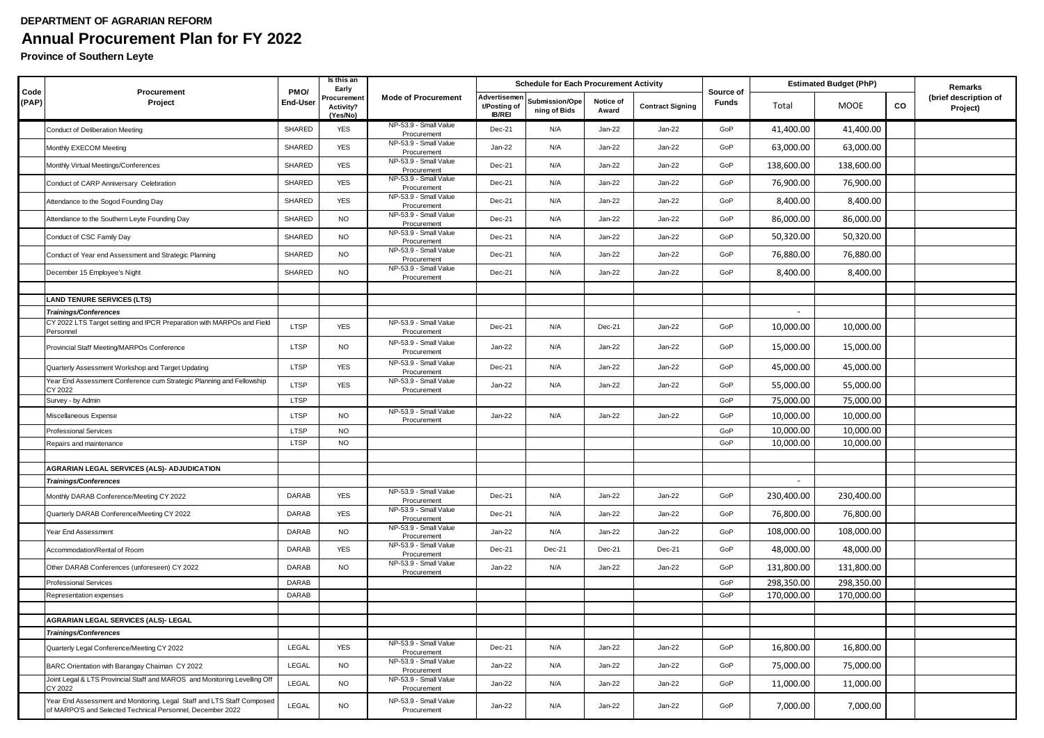**DEPARTMENT OF AGRARIAN REFORM**

# Annual Procurement Plan for FY 2022

**Province of Southern Leyte**

| Code (PAP) | Procurement Project | PMO/ End-User | Is this an Early Procurement Activity? (Yes/No) | Mode of Procurement | Schedule for Each Procurement Activity | | | | Source of Funds | Estimated Budget (PhP) | | | Remarks (brief description of Project) |
|---|---|---|---|---|---|---|---|---|---|---|---|---|---|
| | | | | | Advertisement/Posting of IB/REI | Submission/Opening of Bids | Notice of Award | Contract Signing | | Total | MOOE | CO | |
| | Conduct of Deliberation Meeting | SHARED | YES | NP-53.9 - Small Value Procurement | Dec-21 | N/A | Jan-22 | Jan-22 | GoP | 41,400.00 | 41,400.00 | | |
| | Monthly EXECOM Meeting | SHARED | YES | NP-53.9 - Small Value Procurement | Jan-22 | N/A | Jan-22 | Jan-22 | GoP | 63,000.00 | 63,000.00 | | |
| | Monthly Virtual Meetings/Conferences | SHARED | YES | NP-53.9 - Small Value Procurement | Dec-21 | N/A | Jan-22 | Jan-22 | GoP | 138,600.00 | 138,600.00 | | |
| | Conduct of CARP Anniversary Celebration | SHARED | YES | NP-53.9 - Small Value Procurement | Dec-21 | N/A | Jan-22 | Jan-22 | GoP | 76,900.00 | 76,900.00 | | |
| | Attendance to the Sogod Founding Day | SHARED | YES | NP-53.9 - Small Value Procurement | Dec-21 | N/A | Jan-22 | Jan-22 | GoP | 8,400.00 | 8,400.00 | | |
| | Attendance to the Southern Leyte Founding Day | SHARED | NO | NP-53.9 - Small Value Procurement | Dec-21 | N/A | Jan-22 | Jan-22 | GoP | 86,000.00 | 86,000.00 | | |
| | Conduct of CSC Family Day | SHARED | NO | NP-53.9 - Small Value Procurement | Dec-21 | N/A | Jan-22 | Jan-22 | GoP | 50,320.00 | 50,320.00 | | |
| | Conduct of Year end Assessment and Strategic Planning | SHARED | NO | NP-53.9 - Small Value Procurement | Dec-21 | N/A | Jan-22 | Jan-22 | GoP | 76,880.00 | 76,880.00 | | |
| | December 15 Employee's Night | SHARED | NO | NP-53.9 - Small Value Procurement | Dec-21 | N/A | Jan-22 | Jan-22 | GoP | 8,400.00 | 8,400.00 | | |
| | | | | | | | | | | | | | |
| | **LAND TENURE SERVICES (LTS)** | | | | | | | | | | | | |
| | ***Trainings/Conferences*** | | | | | | | | | - | | | |
| | CY 2022 LTS Target setting and IPCR Preparation with MARPOs and Field Personnel | LTSP | YES | NP-53.9 - Small Value Procurement | Dec-21 | N/A | Dec-21 | Jan-22 | GoP | 10,000.00 | 10,000.00 | | |
| | Provincial Staff Meeting/MARPOs Conference | LTSP | NO | NP-53.9 - Small Value Procurement | Jan-22 | N/A | Jan-22 | Jan-22 | GoP | 15,000.00 | 15,000.00 | | |
| | Quarterly Assessment Workshop and Target Updating | LTSP | YES | NP-53.9 - Small Value Procurement | Dec-21 | N/A | Jan-22 | Jan-22 | GoP | 45,000.00 | 45,000.00 | | |
| | Year End Assessment Conference cum Strategic Planning and Fellowship CY 2022 | LTSP | YES | NP-53.9 - Small Value Procurement | Jan-22 | N/A | Jan-22 | Jan-22 | GoP | 55,000.00 | 55,000.00 | | |
| | Survey - by Admin | LTSP | | | | | | | GoP | 75,000.00 | 75,000.00 | | |
| | Miscellaneous Expense | LTSP | NO | NP-53.9 - Small Value Procurement | Jan-22 | N/A | Jan-22 | Jan-22 | GoP | 10,000.00 | 10,000.00 | | |
| | Professional Services | LTSP | NO | | | | | | GoP | 10,000.00 | 10,000.00 | | |
| | Repairs and maintenance | LTSP | NO | | | | | | GoP | 10,000.00 | 10,000.00 | | |
| | | | | | | | | | | | | | |
| | **AGRARIAN LEGAL SERVICES (ALS)- ADJUDICATION** | | | | | | | | | | | | |
| | ***Trainings/Conferences*** | | | | | | | | | - | | | |
| | Monthly DARAB Conference/Meeting CY 2022 | DARAB | YES | NP-53.9 - Small Value Procurement | Dec-21 | N/A | Jan-22 | Jan-22 | GoP | 230,400.00 | 230,400.00 | | |
| | Quarterly DARAB Conference/Meeting CY 2022 | DARAB | YES | NP-53.9 - Small Value Procurement | Dec-21 | N/A | Jan-22 | Jan-22 | GoP | 76,800.00 | 76,800.00 | | |
| | Year End Assessment | DARAB | NO | NP-53.9 - Small Value Procurement | Jan-22 | N/A | Jan-22 | Jan-22 | GoP | 108,000.00 | 108,000.00 | | |
| | Accommodation/Rental of Room | DARAB | YES | NP-53.9 - Small Value Procurement | Dec-21 | Dec-21 | Dec-21 | Dec-21 | GoP | 48,000.00 | 48,000.00 | | |
| | Other DARAB Conferences (unforeseen) CY 2022 | DARAB | NO | NP-53.9 - Small Value Procurement | Jan-22 | N/A | Jan-22 | Jan-22 | GoP | 131,800.00 | 131,800.00 | | |
| | Professional Services | DARAB | | | | | | | GoP | 298,350.00 | 298,350.00 | | |
| | Representation expenses | DARAB | | | | | | | GoP | 170,000.00 | 170,000.00 | | |
| | | | | | | | | | | | | | |
| | **AGRARIAN LEGAL SERVICES (ALS)- LEGAL** | | | | | | | | | | | | |
| | ***Trainings/Conferences*** | | | | | | | | | | | | |
| | Quarterly Legal Conference/Meeting CY 2022 | LEGAL | YES | NP-53.9 - Small Value Procurement | Dec-21 | N/A | Jan-22 | Jan-22 | GoP | 16,800.00 | 16,800.00 | | |
| | BARC Orientation with Barangay Chairman CY 2022 | LEGAL | NO | NP-53.9 - Small Value Procurement | Jan-22 | N/A | Jan-22 | Jan-22 | GoP | 75,000.00 | 75,000.00 | | |
| | Joint Legal & LTS Provincial Staff and MAROS and Monitoring Levelling Off CY 2022 | LEGAL | NO | NP-53.9 - Small Value Procurement | Jan-22 | N/A | Jan-22 | Jan-22 | GoP | 11,000.00 | 11,000.00 | | |
| | Year End Assessment and Monitoring, Legal Staff and LTS Staff Composed of MARPO'S and Selected Technical Personnel, December 2022 | LEGAL | NO | NP-53.9 - Small Value Procurement | Jan-22 | N/A | Jan-22 | Jan-22 | GoP | 7,000.00 | 7,000.00 | | |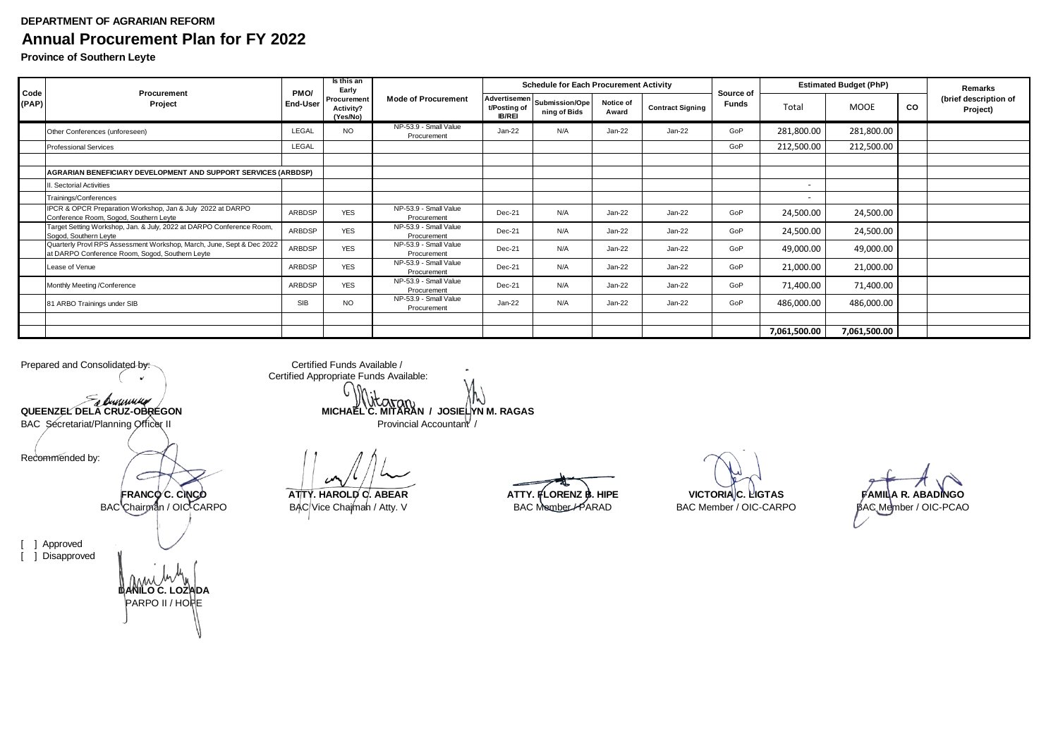**DEPARTMENT OF AGRARIAN REFORM**

# Annual Procurement Plan for FY 2022

**Province of Southern Leyte**

| Code (PAP) | Procurement Project | PMO/ End-User | Is this an Early Procurement Activity? (Yes/No) | Mode of Procurement | Schedule for Each Procurement Activity | | | | Source of Funds | Estimated Budget (PhP) | | | Remarks (brief description of Project) |
|---|---|---|---|---|---|---|---|---|---|---|---|---|---|
| | | | | | Advertisement/Posting of IB/REI | Submission/Opening of Bids | Notice of Award | Contract Signing | | Total | MOOE | CO | |
| | Other Conferences (unforeseen) | LEGAL | NO | NP-53.9 - Small Value Procurement | Jan-22 | N/A | Jan-22 | Jan-22 | GoP | 281,800.00 | 281,800.00 | | |
| | Professional Services | LEGAL | | | | | | | GoP | 212,500.00 | 212,500.00 | | |
| | | | | | | | | | | | | | |
| | **AGRARIAN BENEFICIARY DEVELOPMENT AND SUPPORT SERVICES (ARBDSP)** | | | | | | | | | | | | |
| | II. Sectorial Activities | | | | | | | | | - | | | |
| | Trainings/Conferences | | | | | | | | | - | | | |
| | IPCR & OPCR Preparation Workshop, Jan & July 2022 at DARPO Conference Room, Sogod, Southern Leyte | ARBDSP | YES | NP-53.9 - Small Value Procurement | Dec-21 | N/A | Jan-22 | Jan-22 | GoP | 24,500.00 | 24,500.00 | | |
| | Target Setting Workshop, Jan. & July, 2022 at DARPO Conference Room, Sogod, Southern Leyte | ARBDSP | YES | NP-53.9 - Small Value Procurement | Dec-21 | N/A | Jan-22 | Jan-22 | GoP | 24,500.00 | 24,500.00 | | |
| | Quarterly Provl RPS Assessment Workshop, March, June, Sept & Dec 2022 at DARPO Conference Room, Sogod, Southern Leyte | ARBDSP | YES | NP-53.9 - Small Value Procurement | Dec-21 | N/A | Jan-22 | Jan-22 | GoP | 49,000.00 | 49,000.00 | | |
| | Lease of Venue | ARBDSP | YES | NP-53.9 - Small Value Procurement | Dec-21 | N/A | Jan-22 | Jan-22 | GoP | 21,000.00 | 21,000.00 | | |
| | Monthly Meeting /Conference | ARBDSP | YES | NP-53.9 - Small Value Procurement | Dec-21 | N/A | Jan-22 | Jan-22 | GoP | 71,400.00 | 71,400.00 | | |
| | 81 ARBO Trainings under SIB | SIB | NO | NP-53.9 - Small Value Procurement | Jan-22 | N/A | Jan-22 | Jan-22 | GoP | 486,000.00 | 486,000.00 | | |
| | | | | | | | | | | | | | |
| | | | | | | | | | | **7,061,500.00** | **7,061,500.00** | | |

Prepared and Consolidated by:

**QUEENZEL DELA CRUZ-OBREGON**
BAC Secretariat/Planning Officer II

Certified Funds Available /
Certified Appropriate Funds Available:

**MICHAEL C. MITARAN / JOSIELYN M. RAGAS**
Provincial Accountant /

Recommended by:

**FRANCO C. CINCO**
BAC Chairman / OIC-CARPO

**ATTY. HAROLD C. ABEAR**
BAC Vice Chairman / Atty. V

**ATTY. FLORENZ B. HIPE**
BAC Member / PARAD

**VICTORIA C. LIGTAS**
BAC Member / OIC-CARPO

**FAMILA R. ABADINGO**
BAC Member / OIC-PCAO

[ ] Approved
[ ] Disapproved

**DANILO C. LOZADA**
PARPO II / HOPE